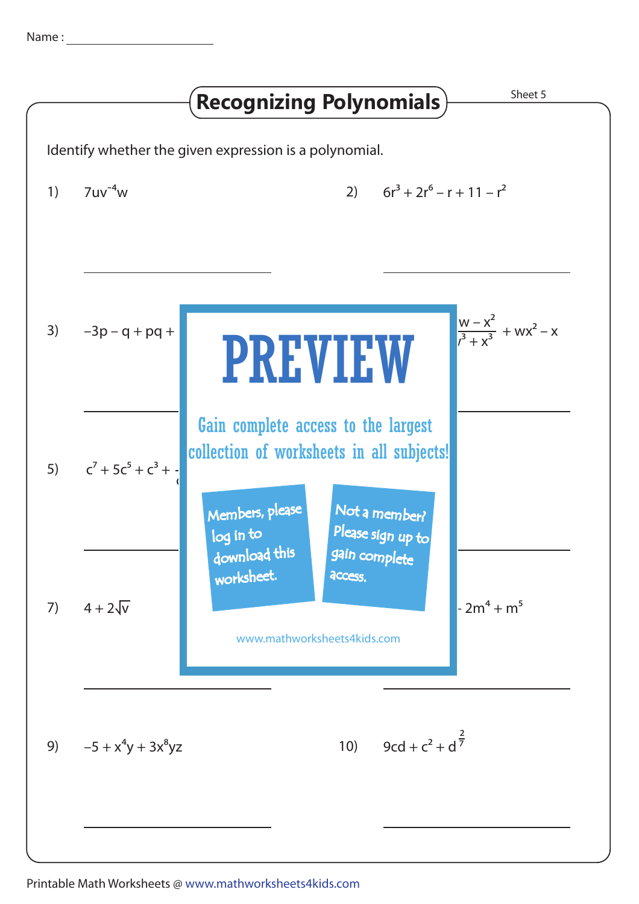Name : ____________________

# Recognizing Polynomials

Sheet 5

Identify whether the given expression is a polynomial.

1) $7uv^{-4}w$

2) $6r^3 + 2r^6 - r + 11 - r^2$

3) $-3p - q + pq +$

4) $\frac{w - x^2}{\ ^3 + x^3} + wx^2 - x$

5) $c^7 + 5c^5 + c^3 +$

6)

7) $4 + 2\sqrt{v}$

8) $- 2m^4 + m^5$

9) $-5 + x^4y + 3x^8yz$

10) $9cd + c^2 + d^{\frac{2}{7}}$

PREVIEW

Gain complete access to the largest collection of worksheets in all subjects!

Members, please log in to download this worksheet.

Not a member? Please sign up to gain complete access.

www.mathworksheets4kids.com

Printable Math Worksheets @ www.mathworksheets4kids.com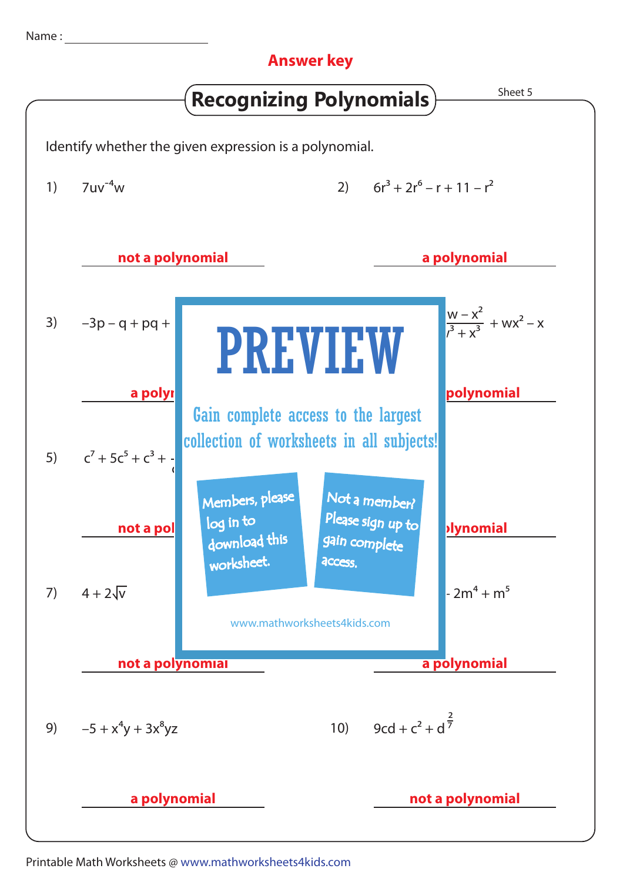Name : ____________________

**Answer key**

# Recognizing Polynomials

Sheet 5

Identify whether the given expression is a polynomial.

1) $7uv^{-4}w$

**not a polynomial**

2) $6r^3 + 2r^6 - r + 11 - r^2$

**a polynomial**

3) $-3p - q + pq +$

**a polyn**

4) $\frac{w - x^2}{\ ^3 + x^3} + wx^2 - x$

**polynomial**

5) $c^7 + 5c^5 + c^3 +$

**not a pol**

6)

**lynomial**

7) $4 + 2\sqrt{v}$

**not a polynomial**

8) $- 2m^4 + m^5$

**a polynomial**

9) $-5 + x^4y + 3x^8yz$

**a polynomial**

10) $9cd + c^2 + d^{\frac{2}{7}}$

**not a polynomial**

PREVIEW

Gain complete access to the largest collection of worksheets in all subjects!

Members, please log in to download this worksheet.

Not a member? Please sign up to gain complete access.

www.mathworksheets4kids.com

Printable Math Worksheets @ www.mathworksheets4kids.com